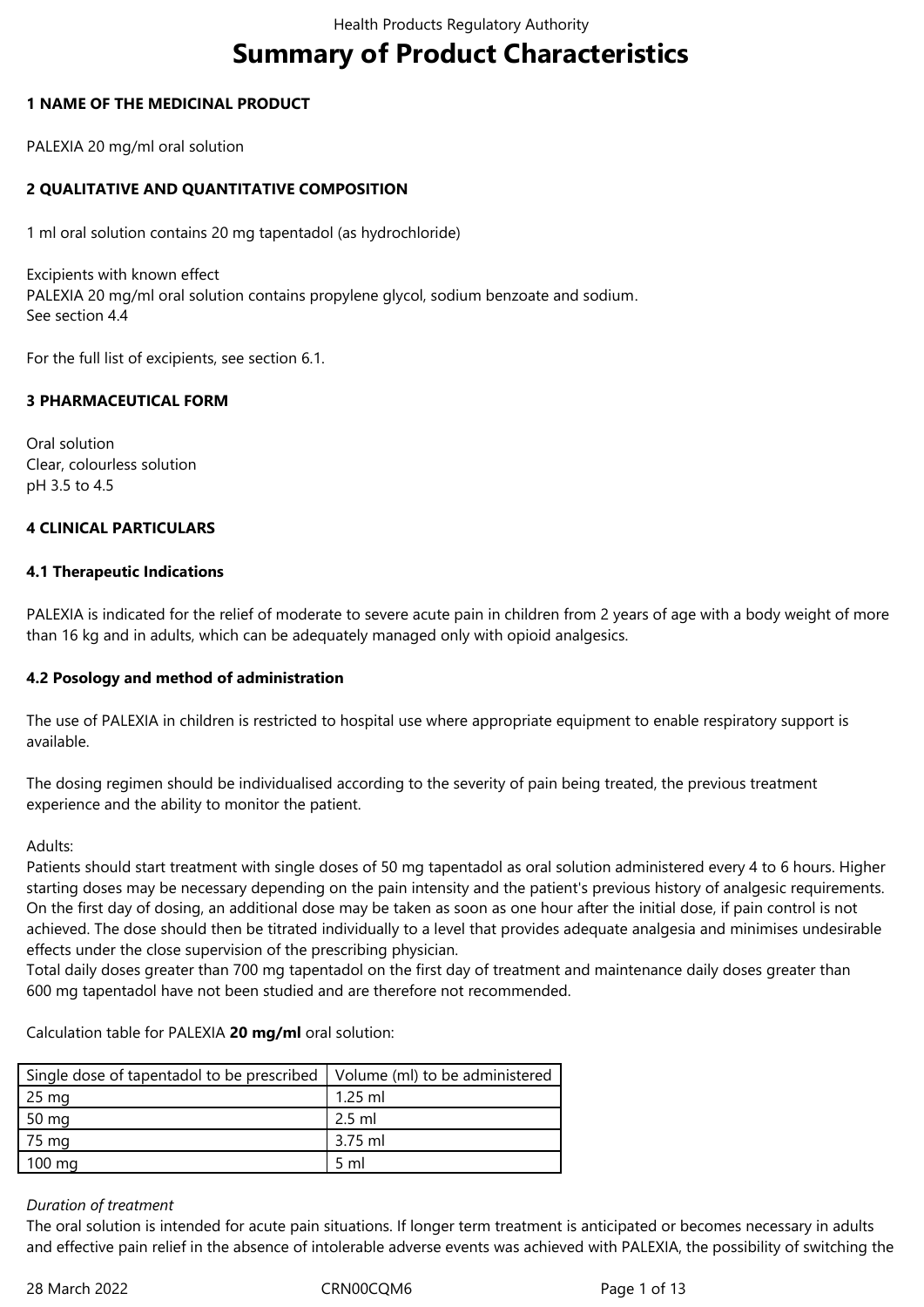# Summary of Product Characteristics

## 1 NAME OF THE MEDICINAL PRODUCT

PALEXIA 20 mg/ml oral solution

## 2 QUALITATIVE AND QUANTITATIVE COMPOSITION

1 ml oral solution contains 20 mg tapentadol (as hydrochloride)

Excipients with known effect
PALEXIA 20 mg/ml oral solution contains propylene glycol, sodium benzoate and sodium.
See section 4.4

For the full list of excipients, see section 6.1.

## 3 PHARMACEUTICAL FORM

Oral solution
Clear, colourless solution
pH 3.5 to 4.5

## 4 CLINICAL PARTICULARS

### 4.1 Therapeutic Indications

PALEXIA is indicated for the relief of moderate to severe acute pain in children from 2 years of age with a body weight of more than 16 kg and in adults, which can be adequately managed only with opioid analgesics.

### 4.2 Posology and method of administration

The use of PALEXIA in children is restricted to hospital use where appropriate equipment to enable respiratory support is available.

The dosing regimen should be individualised according to the severity of pain being treated, the previous treatment experience and the ability to monitor the patient.

Adults:
Patients should start treatment with single doses of 50 mg tapentadol as oral solution administered every 4 to 6 hours. Higher starting doses may be necessary depending on the pain intensity and the patient's previous history of analgesic requirements. On the first day of dosing, an additional dose may be taken as soon as one hour after the initial dose, if pain control is not achieved. The dose should then be titrated individually to a level that provides adequate analgesia and minimises undesirable effects under the close supervision of the prescribing physician.
Total daily doses greater than 700 mg tapentadol on the first day of treatment and maintenance daily doses greater than 600 mg tapentadol have not been studied and are therefore not recommended.

Calculation table for PALEXIA **20 mg/ml** oral solution:

| Single dose of tapentadol to be prescribed | Volume (ml) to be administered |
|---|---|
| 25 mg | 1.25 ml |
| 50 mg | 2.5 ml |
| 75 mg | 3.75 ml |
| 100 mg | 5 ml |

*Duration of treatment*
The oral solution is intended for acute pain situations. If longer term treatment is anticipated or becomes necessary in adults and effective pain relief in the absence of intolerable adverse events was achieved with PALEXIA, the possibility of switching the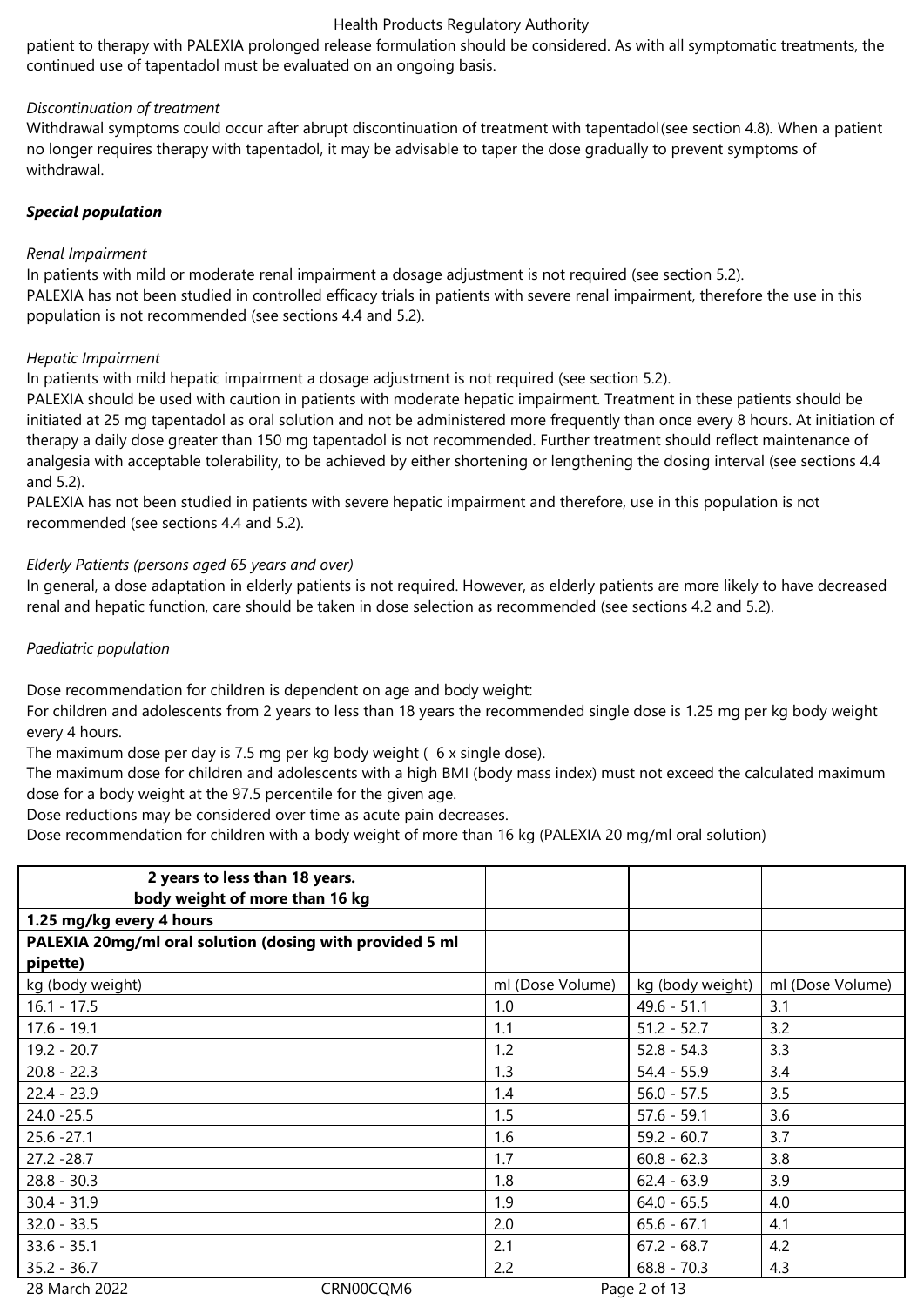patient to therapy with PALEXIA prolonged release formulation should be considered. As with all symptomatic treatments, the continued use of tapentadol must be evaluated on an ongoing basis.

*Discontinuation of treatment*

Withdrawal symptoms could occur after abrupt discontinuation of treatment with tapentadol(see section 4.8). When a patient no longer requires therapy with tapentadol, it may be advisable to taper the dose gradually to prevent symptoms of withdrawal.

***Special population***

*Renal Impairment*

In patients with mild or moderate renal impairment a dosage adjustment is not required (see section 5.2).

PALEXIA has not been studied in controlled efficacy trials in patients with severe renal impairment, therefore the use in this population is not recommended (see sections 4.4 and 5.2).

*Hepatic Impairment*

In patients with mild hepatic impairment a dosage adjustment is not required (see section 5.2).

PALEXIA should be used with caution in patients with moderate hepatic impairment. Treatment in these patients should be initiated at 25 mg tapentadol as oral solution and not be administered more frequently than once every 8 hours. At initiation of therapy a daily dose greater than 150 mg tapentadol is not recommended. Further treatment should reflect maintenance of analgesia with acceptable tolerability, to be achieved by either shortening or lengthening the dosing interval (see sections 4.4 and 5.2).

PALEXIA has not been studied in patients with severe hepatic impairment and therefore, use in this population is not recommended (see sections 4.4 and 5.2).

*Elderly Patients (persons aged 65 years and over)*

In general, a dose adaptation in elderly patients is not required. However, as elderly patients are more likely to have decreased renal and hepatic function, care should be taken in dose selection as recommended (see sections 4.2 and 5.2).

*Paediatric population*

Dose recommendation for children is dependent on age and body weight:

For children and adolescents from 2 years to less than 18 years the recommended single dose is 1.25 mg per kg body weight every 4 hours.

The maximum dose per day is 7.5 mg per kg body weight ( 6 x single dose).

The maximum dose for children and adolescents with a high BMI (body mass index) must not exceed the calculated maximum dose for a body weight at the 97.5 percentile for the given age.

Dose reductions may be considered over time as acute pain decreases.

Dose recommendation for children with a body weight of more than 16 kg (PALEXIA 20 mg/ml oral solution)

| **2 years to less than 18 years. body weight of more than 16 kg** | | | |
|---|---|---|---|
| **1.25 mg/kg every 4 hours** | | | |
| **PALEXIA 20mg/ml oral solution (dosing with provided 5 ml pipette)** | | | |
| kg (body weight) | ml (Dose Volume) | kg (body weight) | ml (Dose Volume) |
| 16.1 - 17.5 | 1.0 | 49.6 - 51.1 | 3.1 |
| 17.6 - 19.1 | 1.1 | 51.2 - 52.7 | 3.2 |
| 19.2 - 20.7 | 1.2 | 52.8 - 54.3 | 3.3 |
| 20.8 - 22.3 | 1.3 | 54.4 - 55.9 | 3.4 |
| 22.4 - 23.9 | 1.4 | 56.0 - 57.5 | 3.5 |
| 24.0 -25.5 | 1.5 | 57.6 - 59.1 | 3.6 |
| 25.6 -27.1 | 1.6 | 59.2 - 60.7 | 3.7 |
| 27.2 -28.7 | 1.7 | 60.8 - 62.3 | 3.8 |
| 28.8 - 30.3 | 1.8 | 62.4 - 63.9 | 3.9 |
| 30.4 - 31.9 | 1.9 | 64.0 - 65.5 | 4.0 |
| 32.0 - 33.5 | 2.0 | 65.6 - 67.1 | 4.1 |
| 33.6 - 35.1 | 2.1 | 67.2 - 68.7 | 4.2 |
| 35.2 - 36.7 | 2.2 | 68.8 - 70.3 | 4.3 |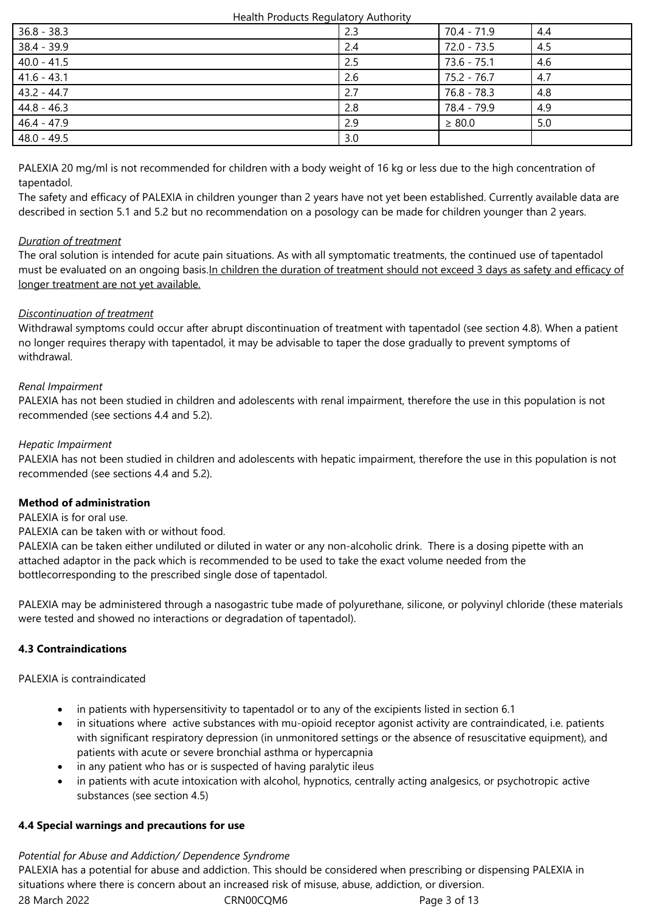| | | | |
|---|---|---|---|
| 36.8 - 38.3 | 2.3 | 70.4 - 71.9 | 4.4 |
| 38.4 - 39.9 | 2.4 | 72.0 - 73.5 | 4.5 |
| 40.0 - 41.5 | 2.5 | 73.6 - 75.1 | 4.6 |
| 41.6 - 43.1 | 2.6 | 75.2 - 76.7 | 4.7 |
| 43.2 - 44.7 | 2.7 | 76.8 - 78.3 | 4.8 |
| 44.8 - 46.3 | 2.8 | 78.4 - 79.9 | 4.9 |
| 46.4 - 47.9 | 2.9 | ≥ 80.0 | 5.0 |
| 48.0 - 49.5 | 3.0 | | |

PALEXIA 20 mg/ml is not recommended for children with a body weight of 16 kg or less due to the high concentration of tapentadol.
The safety and efficacy of PALEXIA in children younger than 2 years have not yet been established. Currently available data are described in section 5.1 and 5.2 but no recommendation on a posology can be made for children younger than 2 years.

*Duration of treatment*
The oral solution is intended for acute pain situations. As with all symptomatic treatments, the continued use of tapentadol must be evaluated on an ongoing basis.<u>In children the duration of treatment should not exceed 3 days as safety and efficacy of longer treatment are not yet available.</u>

*Discontinuation of treatment*
Withdrawal symptoms could occur after abrupt discontinuation of treatment with tapentadol (see section 4.8). When a patient no longer requires therapy with tapentadol, it may be advisable to taper the dose gradually to prevent symptoms of withdrawal.

*Renal Impairment*
PALEXIA has not been studied in children and adolescents with renal impairment, therefore the use in this population is not recommended (see sections 4.4 and 5.2).

*Hepatic Impairment*
PALEXIA has not been studied in children and adolescents with hepatic impairment, therefore the use in this population is not recommended (see sections 4.4 and 5.2).

**Method of administration**
PALEXIA is for oral use.
PALEXIA can be taken with or without food.
PALEXIA can be taken either undiluted or diluted in water or any non-alcoholic drink. There is a dosing pipette with an attached adaptor in the pack which is recommended to be used to take the exact volume needed from the bottlecorresponding to the prescribed single dose of tapentadol.

PALEXIA may be administered through a nasogastric tube made of polyurethane, silicone, or polyvinyl chloride (these materials were tested and showed no interactions or degradation of tapentadol).

**4.3 Contraindications**

PALEXIA is contraindicated

- in patients with hypersensitivity to tapentadol or to any of the excipients listed in section 6.1
- in situations where active substances with mu-opioid receptor agonist activity are contraindicated, i.e. patients with significant respiratory depression (in unmonitored settings or the absence of resuscitative equipment), and patients with acute or severe bronchial asthma or hypercapnia
- in any patient who has or is suspected of having paralytic ileus
- in patients with acute intoxication with alcohol, hypnotics, centrally acting analgesics, or psychotropic active substances (see section 4.5)

**4.4 Special warnings and precautions for use**

*Potential for Abuse and Addiction/ Dependence Syndrome*
PALEXIA has a potential for abuse and addiction. This should be considered when prescribing or dispensing PALEXIA in situations where there is concern about an increased risk of misuse, abuse, addiction, or diversion.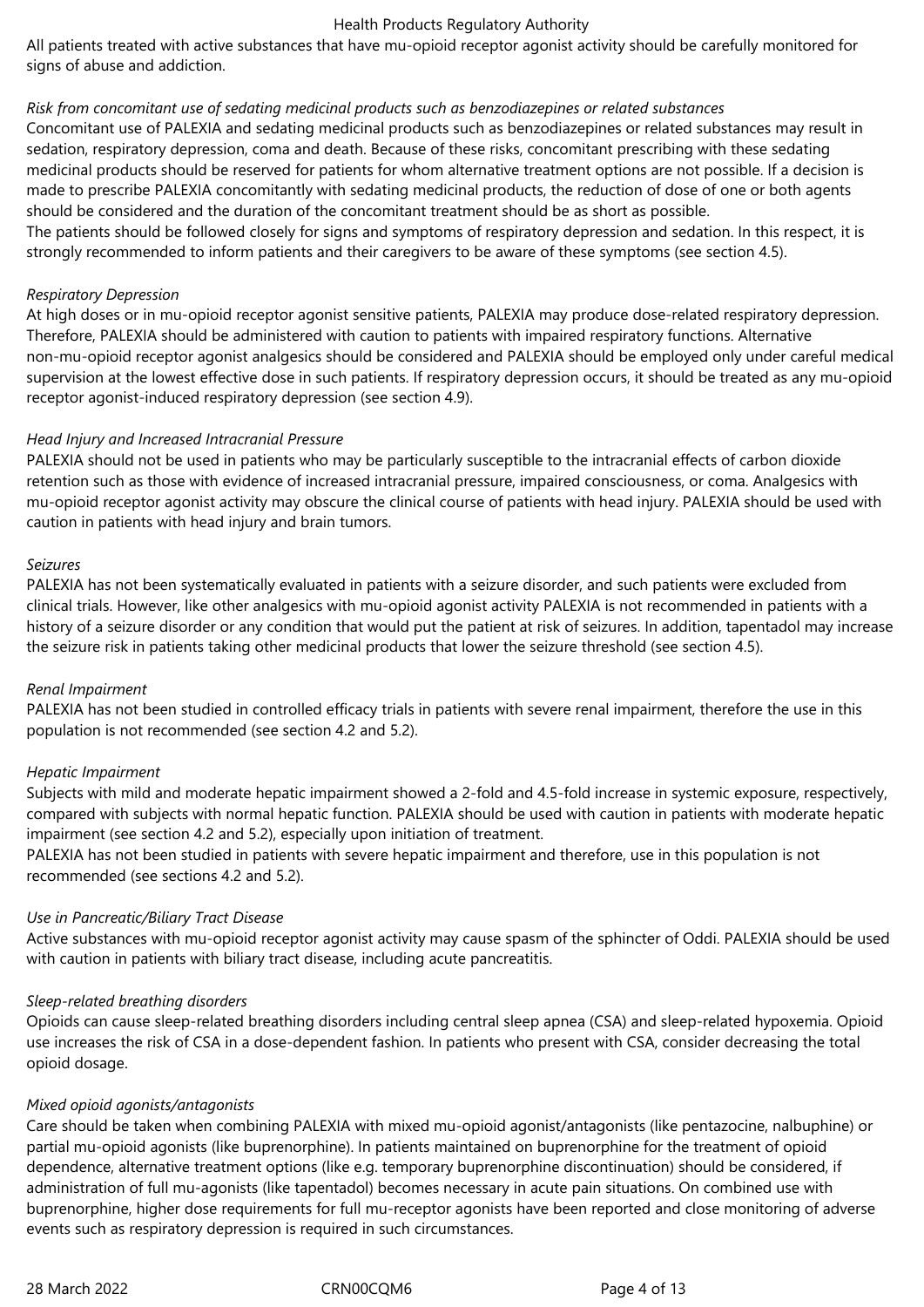All patients treated with active substances that have mu-opioid receptor agonist activity should be carefully monitored for signs of abuse and addiction.

*Risk from concomitant use of sedating medicinal products such as benzodiazepines or related substances*

Concomitant use of PALEXIA and sedating medicinal products such as benzodiazepines or related substances may result in sedation, respiratory depression, coma and death. Because of these risks, concomitant prescribing with these sedating medicinal products should be reserved for patients for whom alternative treatment options are not possible. If a decision is made to prescribe PALEXIA concomitantly with sedating medicinal products, the reduction of dose of one or both agents should be considered and the duration of the concomitant treatment should be as short as possible.

The patients should be followed closely for signs and symptoms of respiratory depression and sedation. In this respect, it is strongly recommended to inform patients and their caregivers to be aware of these symptoms (see section 4.5).

*Respiratory Depression*

At high doses or in mu-opioid receptor agonist sensitive patients, PALEXIA may produce dose-related respiratory depression. Therefore, PALEXIA should be administered with caution to patients with impaired respiratory functions. Alternative non-mu-opioid receptor agonist analgesics should be considered and PALEXIA should be employed only under careful medical supervision at the lowest effective dose in such patients. If respiratory depression occurs, it should be treated as any mu-opioid receptor agonist-induced respiratory depression (see section 4.9).

*Head Injury and Increased Intracranial Pressure*

PALEXIA should not be used in patients who may be particularly susceptible to the intracranial effects of carbon dioxide retention such as those with evidence of increased intracranial pressure, impaired consciousness, or coma. Analgesics with mu-opioid receptor agonist activity may obscure the clinical course of patients with head injury. PALEXIA should be used with caution in patients with head injury and brain tumors.

*Seizures*

PALEXIA has not been systematically evaluated in patients with a seizure disorder, and such patients were excluded from clinical trials. However, like other analgesics with mu-opioid agonist activity PALEXIA is not recommended in patients with a history of a seizure disorder or any condition that would put the patient at risk of seizures. In addition, tapentadol may increase the seizure risk in patients taking other medicinal products that lower the seizure threshold (see section 4.5).

*Renal Impairment*

PALEXIA has not been studied in controlled efficacy trials in patients with severe renal impairment, therefore the use in this population is not recommended (see section 4.2 and 5.2).

*Hepatic Impairment*

Subjects with mild and moderate hepatic impairment showed a 2-fold and 4.5-fold increase in systemic exposure, respectively, compared with subjects with normal hepatic function. PALEXIA should be used with caution in patients with moderate hepatic impairment (see section 4.2 and 5.2), especially upon initiation of treatment.

PALEXIA has not been studied in patients with severe hepatic impairment and therefore, use in this population is not recommended (see sections 4.2 and 5.2).

*Use in Pancreatic/Biliary Tract Disease*

Active substances with mu-opioid receptor agonist activity may cause spasm of the sphincter of Oddi. PALEXIA should be used with caution in patients with biliary tract disease, including acute pancreatitis.

*Sleep-related breathing disorders*

Opioids can cause sleep-related breathing disorders including central sleep apnea (CSA) and sleep-related hypoxemia. Opioid use increases the risk of CSA in a dose-dependent fashion. In patients who present with CSA, consider decreasing the total opioid dosage.

*Mixed opioid agonists/antagonists*

Care should be taken when combining PALEXIA with mixed mu-opioid agonist/antagonists (like pentazocine, nalbuphine) or partial mu-opioid agonists (like buprenorphine). In patients maintained on buprenorphine for the treatment of opioid dependence, alternative treatment options (like e.g. temporary buprenorphine discontinuation) should be considered, if administration of full mu-agonists (like tapentadol) becomes necessary in acute pain situations. On combined use with buprenorphine, higher dose requirements for full mu-receptor agonists have been reported and close monitoring of adverse events such as respiratory depression is required in such circumstances.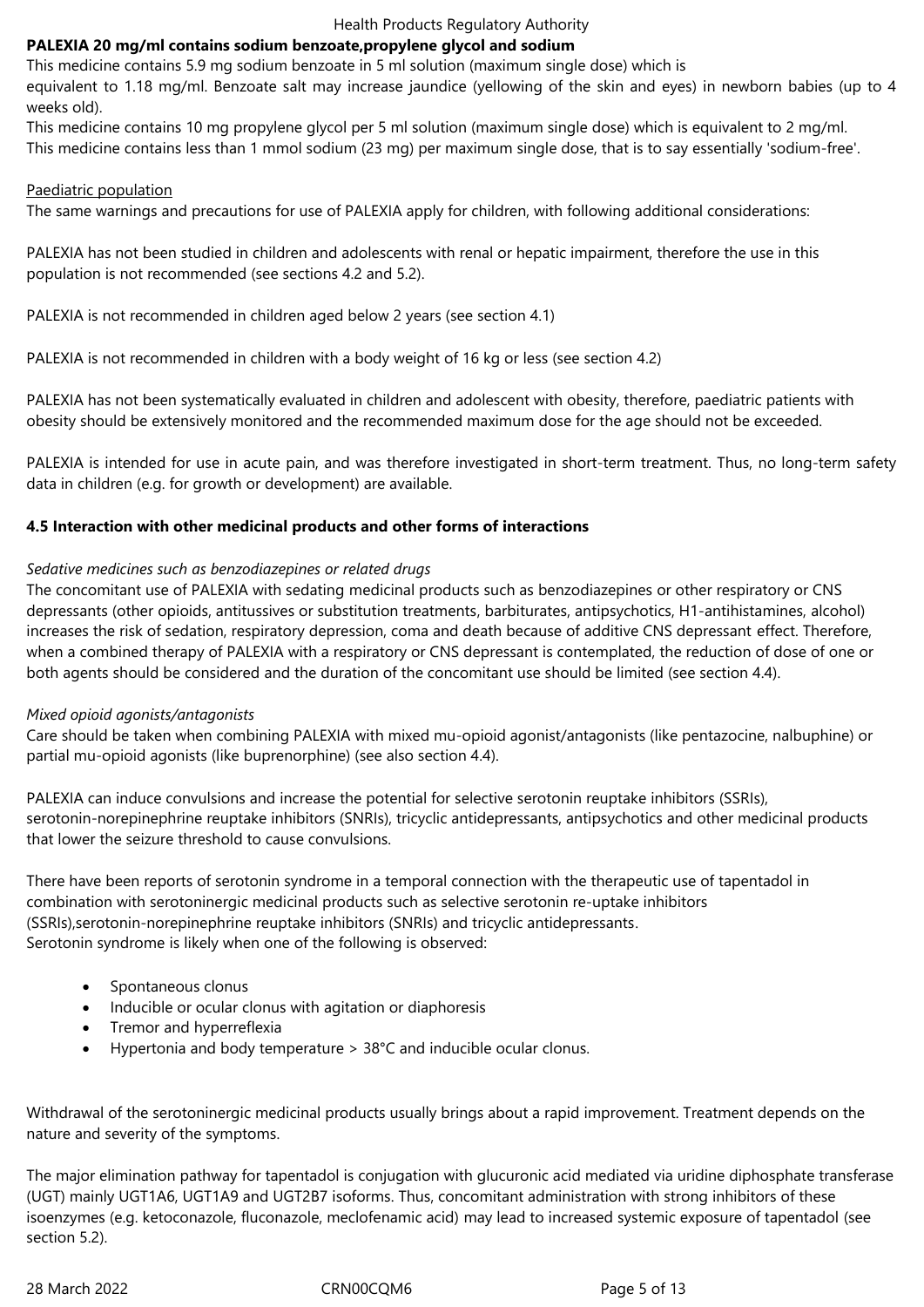**PALEXIA 20 mg/ml contains sodium benzoate,propylene glycol and sodium**

This medicine contains 5.9 mg sodium benzoate in 5 ml solution (maximum single dose) which is equivalent to 1.18 mg/ml. Benzoate salt may increase jaundice (yellowing of the skin and eyes) in newborn babies (up to 4 weeks old).

This medicine contains 10 mg propylene glycol per 5 ml solution (maximum single dose) which is equivalent to 2 mg/ml.

This medicine contains less than 1 mmol sodium (23 mg) per maximum single dose, that is to say essentially 'sodium-free'.

Paediatric population

The same warnings and precautions for use of PALEXIA apply for children, with following additional considerations:

PALEXIA has not been studied in children and adolescents with renal or hepatic impairment, therefore the use in this population is not recommended (see sections 4.2 and 5.2).

PALEXIA is not recommended in children aged below 2 years (see section 4.1)

PALEXIA is not recommended in children with a body weight of 16 kg or less (see section 4.2)

PALEXIA has not been systematically evaluated in children and adolescent with obesity, therefore, paediatric patients with obesity should be extensively monitored and the recommended maximum dose for the age should not be exceeded.

PALEXIA is intended for use in acute pain, and was therefore investigated in short-term treatment. Thus, no long-term safety data in children (e.g. for growth or development) are available.

## 4.5 Interaction with other medicinal products and other forms of interactions

*Sedative medicines such as benzodiazepines or related drugs*

The concomitant use of PALEXIA with sedating medicinal products such as benzodiazepines or other respiratory or CNS depressants (other opioids, antitussives or substitution treatments, barbiturates, antipsychotics, H1-antihistamines, alcohol) increases the risk of sedation, respiratory depression, coma and death because of additive CNS depressant effect. Therefore, when a combined therapy of PALEXIA with a respiratory or CNS depressant is contemplated, the reduction of dose of one or both agents should be considered and the duration of the concomitant use should be limited (see section 4.4).

*Mixed opioid agonists/antagonists*

Care should be taken when combining PALEXIA with mixed mu-opioid agonist/antagonists (like pentazocine, nalbuphine) or partial mu-opioid agonists (like buprenorphine) (see also section 4.4).

PALEXIA can induce convulsions and increase the potential for selective serotonin reuptake inhibitors (SSRIs), serotonin-norepinephrine reuptake inhibitors (SNRIs), tricyclic antidepressants, antipsychotics and other medicinal products that lower the seizure threshold to cause convulsions.

There have been reports of serotonin syndrome in a temporal connection with the therapeutic use of tapentadol in combination with serotoninergic medicinal products such as selective serotonin re-uptake inhibitors (SSRIs),serotonin-norepinephrine reuptake inhibitors (SNRIs) and tricyclic antidepressants.

Serotonin syndrome is likely when one of the following is observed:

- Spontaneous clonus
- Inducible or ocular clonus with agitation or diaphoresis
- Tremor and hyperreflexia
- Hypertonia and body temperature > 38°C and inducible ocular clonus.

Withdrawal of the serotoninergic medicinal products usually brings about a rapid improvement. Treatment depends on the nature and severity of the symptoms.

The major elimination pathway for tapentadol is conjugation with glucuronic acid mediated via uridine diphosphate transferase (UGT) mainly UGT1A6, UGT1A9 and UGT2B7 isoforms. Thus, concomitant administration with strong inhibitors of these isoenzymes (e.g. ketoconazole, fluconazole, meclofenamic acid) may lead to increased systemic exposure of tapentadol (see section 5.2).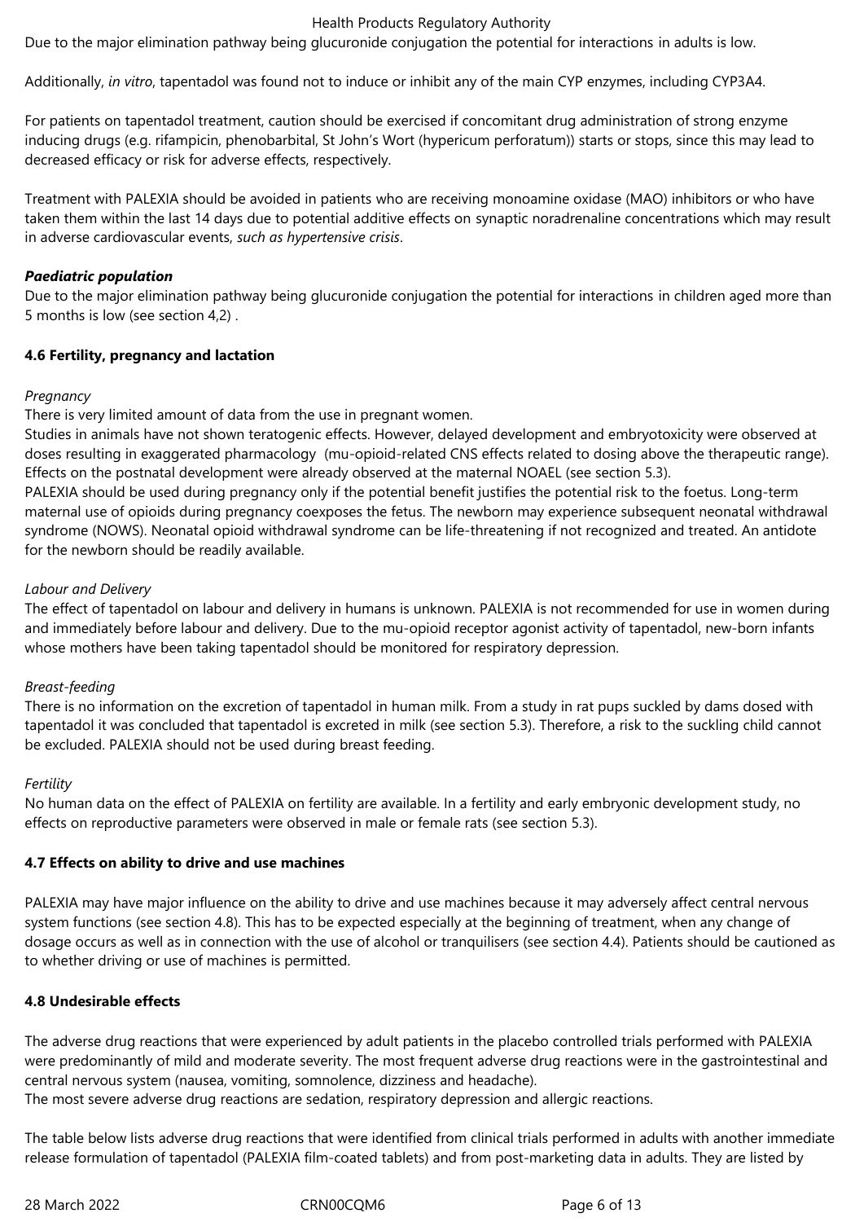Due to the major elimination pathway being glucuronide conjugation the potential for interactions in adults is low.

Additionally, *in vitro*, tapentadol was found not to induce or inhibit any of the main CYP enzymes, including CYP3A4.

For patients on tapentadol treatment, caution should be exercised if concomitant drug administration of strong enzyme inducing drugs (e.g. rifampicin, phenobarbital, St John's Wort (hypericum perforatum)) starts or stops, since this may lead to decreased efficacy or risk for adverse effects, respectively.

Treatment with PALEXIA should be avoided in patients who are receiving monoamine oxidase (MAO) inhibitors or who have taken them within the last 14 days due to potential additive effects on synaptic noradrenaline concentrations which may result in adverse cardiovascular events, *such as hypertensive crisis*.

***Paediatric population***

Due to the major elimination pathway being glucuronide conjugation the potential for interactions in children aged more than 5 months is low (see section 4,2) .

**4.6 Fertility, pregnancy and lactation**

*Pregnancy*

There is very limited amount of data from the use in pregnant women.

Studies in animals have not shown teratogenic effects. However, delayed development and embryotoxicity were observed at doses resulting in exaggerated pharmacology (mu-opioid-related CNS effects related to dosing above the therapeutic range). Effects on the postnatal development were already observed at the maternal NOAEL (see section 5.3).

PALEXIA should be used during pregnancy only if the potential benefit justifies the potential risk to the foetus. Long-term maternal use of opioids during pregnancy coexposes the fetus. The newborn may experience subsequent neonatal withdrawal syndrome (NOWS). Neonatal opioid withdrawal syndrome can be life-threatening if not recognized and treated. An antidote for the newborn should be readily available.

*Labour and Delivery*

The effect of tapentadol on labour and delivery in humans is unknown. PALEXIA is not recommended for use in women during and immediately before labour and delivery. Due to the mu-opioid receptor agonist activity of tapentadol, new-born infants whose mothers have been taking tapentadol should be monitored for respiratory depression.

*Breast-feeding*

There is no information on the excretion of tapentadol in human milk. From a study in rat pups suckled by dams dosed with tapentadol it was concluded that tapentadol is excreted in milk (see section 5.3). Therefore, a risk to the suckling child cannot be excluded. PALEXIA should not be used during breast feeding.

*Fertility*

No human data on the effect of PALEXIA on fertility are available. In a fertility and early embryonic development study, no effects on reproductive parameters were observed in male or female rats (see section 5.3).

**4.7 Effects on ability to drive and use machines**

PALEXIA may have major influence on the ability to drive and use machines because it may adversely affect central nervous system functions (see section 4.8). This has to be expected especially at the beginning of treatment, when any change of dosage occurs as well as in connection with the use of alcohol or tranquilisers (see section 4.4). Patients should be cautioned as to whether driving or use of machines is permitted.

**4.8 Undesirable effects**

The adverse drug reactions that were experienced by adult patients in the placebo controlled trials performed with PALEXIA were predominantly of mild and moderate severity. The most frequent adverse drug reactions were in the gastrointestinal and central nervous system (nausea, vomiting, somnolence, dizziness and headache).

The most severe adverse drug reactions are sedation, respiratory depression and allergic reactions.

The table below lists adverse drug reactions that were identified from clinical trials performed in adults with another immediate release formulation of tapentadol (PALEXIA film-coated tablets) and from post-marketing data in adults. They are listed by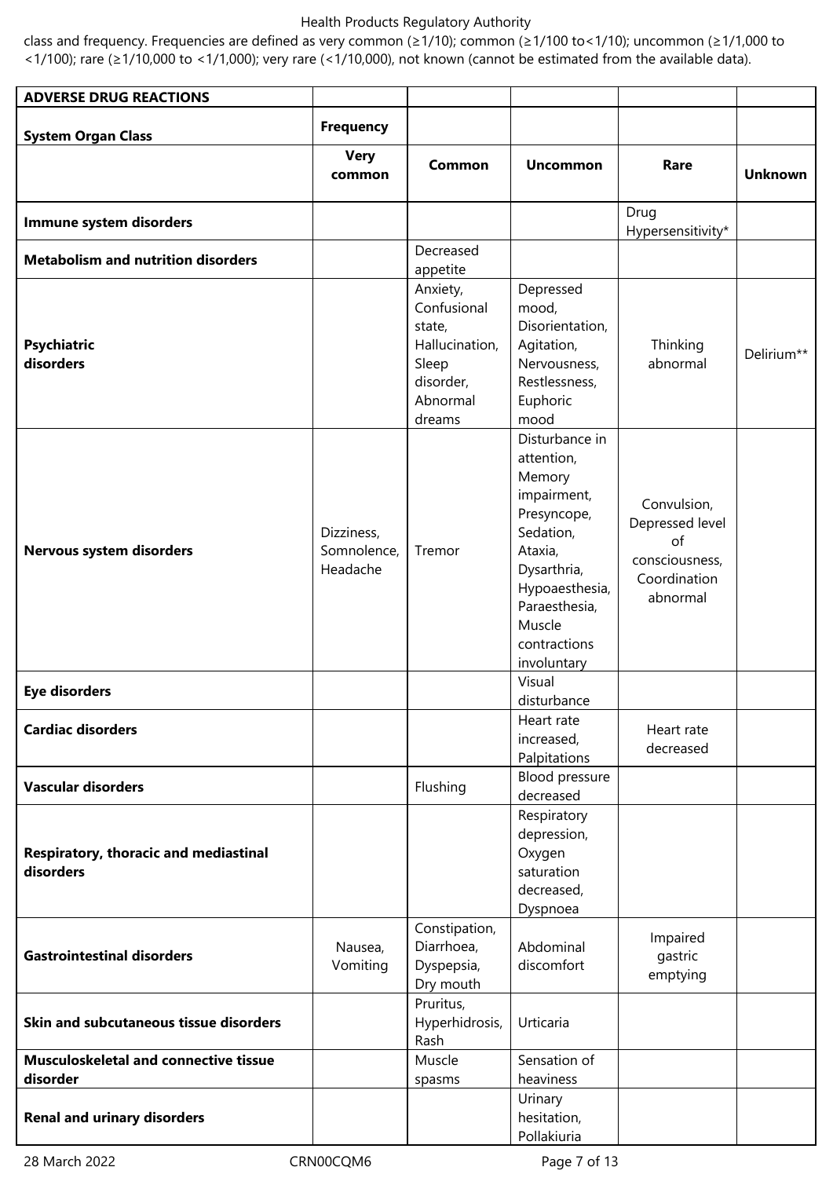class and frequency. Frequencies are defined as very common (≥1/10); common (≥1/100 to<1/10); uncommon (≥1/1,000 to <1/100); rare (≥1/10,000 to <1/1,000); very rare (<1/10,000), not known (cannot be estimated from the available data).

| **ADVERSE DRUG REACTIONS** | | | | | |
|---|---|---|---|---|---|
| **System Organ Class** | **Frequency** | | | | |
| | **Very common** | **Common** | **Uncommon** | **Rare** | **Unknown** |
| **Immune system disorders** | | | | Drug Hypersensitivity* | |
| **Metabolism and nutrition disorders** | | Decreased appetite | | | |
| **Psychiatric disorders** | | Anxiety, Confusional state, Hallucination, Sleep disorder, Abnormal dreams | Depressed mood, Disorientation, Agitation, Nervousness, Restlessness, Euphoric mood | Thinking abnormal | Delirium** |
| **Nervous system disorders** | Dizziness, Somnolence, Headache | Tremor | Disturbance in attention, Memory impairment, Presyncope, Sedation, Ataxia, Dysarthria, Hypoaesthesia, Paraesthesia, Muscle contractions involuntary | Convulsion, Depressed level of consciousness, Coordination abnormal | |
| **Eye disorders** | | | Visual disturbance | | |
| **Cardiac disorders** | | | Heart rate increased, Palpitations | Heart rate decreased | |
| **Vascular disorders** | | Flushing | Blood pressure decreased | | |
| **Respiratory, thoracic and mediastinal disorders** | | | Respiratory depression, Oxygen saturation decreased, Dyspnoea | | |
| **Gastrointestinal disorders** | Nausea, Vomiting | Constipation, Diarrhoea, Dyspepsia, Dry mouth | Abdominal discomfort | Impaired gastric emptying | |
| **Skin and subcutaneous tissue disorders** | | Pruritus, Hyperhidrosis, Rash | Urticaria | | |
| **Musculoskeletal and connective tissue disorder** | | Muscle spasms | Sensation of heaviness | | |
| **Renal and urinary disorders** | | | Urinary hesitation, Pollakiuria | | |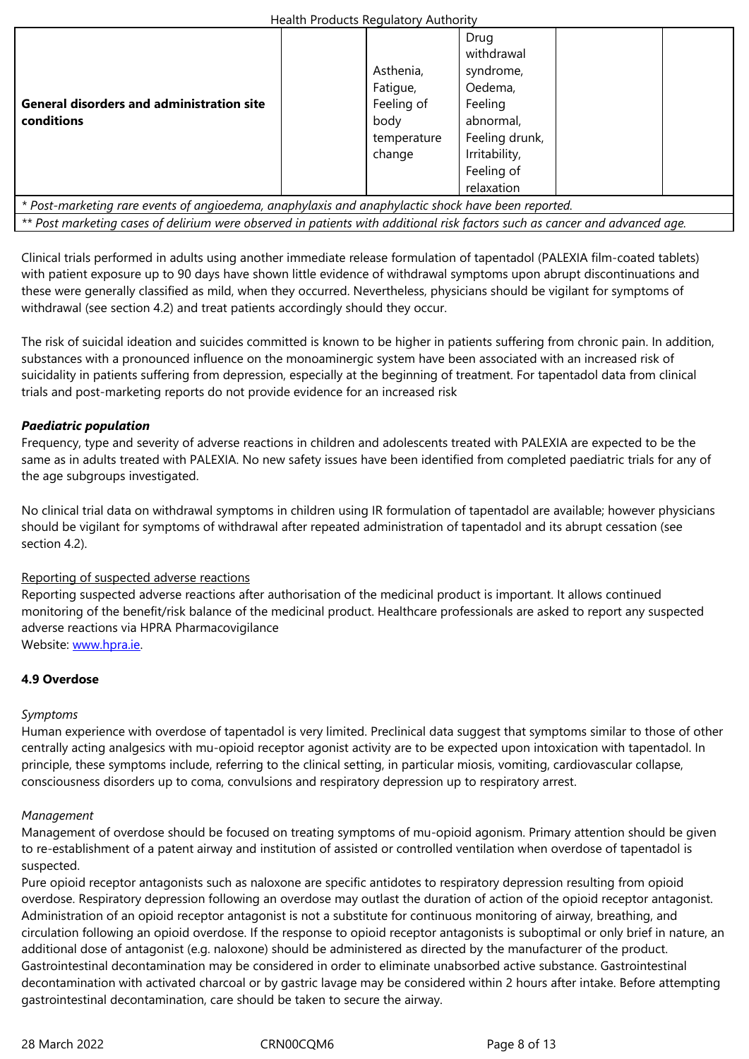| | | | | | |
|---|---|---|---|---|---|
| **General disorders and administration site conditions** | | Asthenia, Fatigue, Feeling of body temperature change | Drug withdrawal syndrome, Oedema, Feeling abnormal, Feeling drunk, Irritability, Feeling of relaxation | | |

*\* Post-marketing rare events of angioedema, anaphylaxis and anaphylactic shock have been reported.*

*\*\* Post marketing cases of delirium were observed in patients with additional risk factors such as cancer and advanced age.*

Clinical trials performed in adults using another immediate release formulation of tapentadol (PALEXIA film-coated tablets) with patient exposure up to 90 days have shown little evidence of withdrawal symptoms upon abrupt discontinuations and these were generally classified as mild, when they occurred. Nevertheless, physicians should be vigilant for symptoms of withdrawal (see section 4.2) and treat patients accordingly should they occur.

The risk of suicidal ideation and suicides committed is known to be higher in patients suffering from chronic pain. In addition, substances with a pronounced influence on the monoaminergic system have been associated with an increased risk of suicidality in patients suffering from depression, especially at the beginning of treatment. For tapentadol data from clinical trials and post-marketing reports do not provide evidence for an increased risk

***Paediatric population***

Frequency, type and severity of adverse reactions in children and adolescents treated with PALEXIA are expected to be the same as in adults treated with PALEXIA. No new safety issues have been identified from completed paediatric trials for any of the age subgroups investigated.

No clinical trial data on withdrawal symptoms in children using IR formulation of tapentadol are available; however physicians should be vigilant for symptoms of withdrawal after repeated administration of tapentadol and its abrupt cessation (see section 4.2).

Reporting of suspected adverse reactions

Reporting suspected adverse reactions after authorisation of the medicinal product is important. It allows continued monitoring of the benefit/risk balance of the medicinal product. Healthcare professionals are asked to report any suspected adverse reactions via HPRA Pharmacovigilance
Website: www.hpra.ie.

**4.9 Overdose**

*Symptoms*

Human experience with overdose of tapentadol is very limited. Preclinical data suggest that symptoms similar to those of other centrally acting analgesics with mu-opioid receptor agonist activity are to be expected upon intoxication with tapentadol. In principle, these symptoms include, referring to the clinical setting, in particular miosis, vomiting, cardiovascular collapse, consciousness disorders up to coma, convulsions and respiratory depression up to respiratory arrest.

*Management*

Management of overdose should be focused on treating symptoms of mu-opioid agonism. Primary attention should be given to re-establishment of a patent airway and institution of assisted or controlled ventilation when overdose of tapentadol is suspected.

Pure opioid receptor antagonists such as naloxone are specific antidotes to respiratory depression resulting from opioid overdose. Respiratory depression following an overdose may outlast the duration of action of the opioid receptor antagonist. Administration of an opioid receptor antagonist is not a substitute for continuous monitoring of airway, breathing, and circulation following an opioid overdose. If the response to opioid receptor antagonists is suboptimal or only brief in nature, an additional dose of antagonist (e.g. naloxone) should be administered as directed by the manufacturer of the product.

Gastrointestinal decontamination may be considered in order to eliminate unabsorbed active substance. Gastrointestinal decontamination with activated charcoal or by gastric lavage may be considered within 2 hours after intake. Before attempting gastrointestinal decontamination, care should be taken to secure the airway.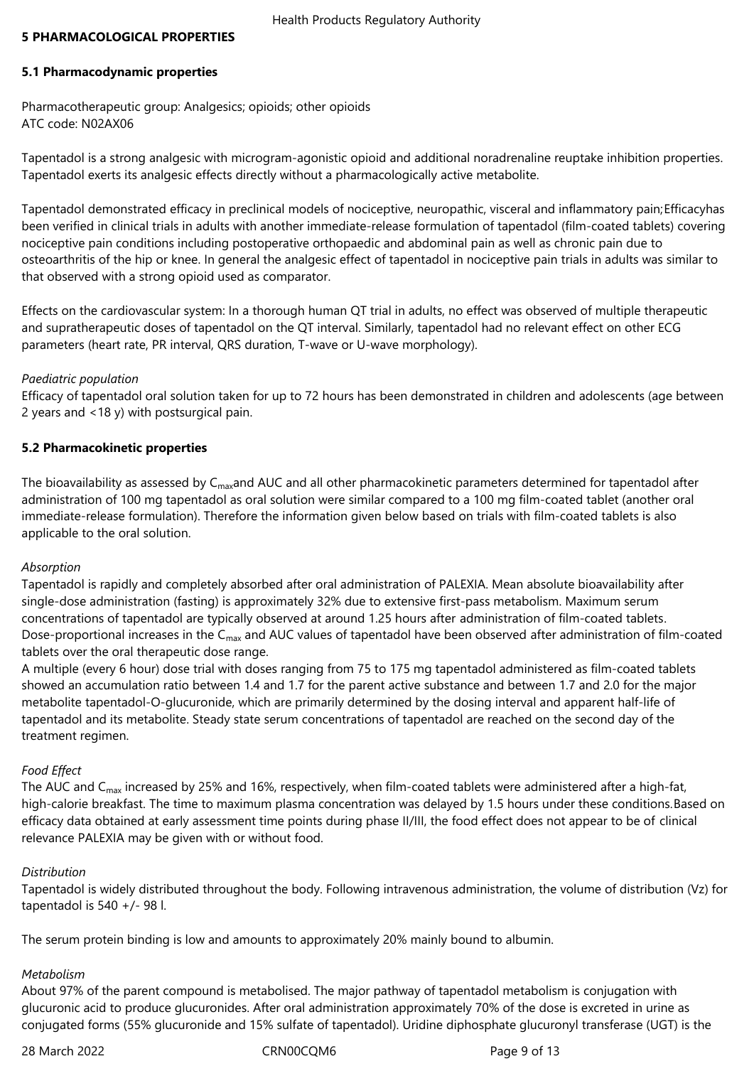## 5 PHARMACOLOGICAL PROPERTIES

### 5.1 Pharmacodynamic properties

Pharmacotherapeutic group: Analgesics; opioids; other opioids
ATC code: N02AX06

Tapentadol is a strong analgesic with microgram-agonistic opioid and additional noradrenaline reuptake inhibition properties. Tapentadol exerts its analgesic effects directly without a pharmacologically active metabolite.

Tapentadol demonstrated efficacy in preclinical models of nociceptive, neuropathic, visceral and inflammatory pain;Efficacyhas been verified in clinical trials in adults with another immediate-release formulation of tapentadol (film-coated tablets) covering nociceptive pain conditions including postoperative orthopaedic and abdominal pain as well as chronic pain due to osteoarthritis of the hip or knee. In general the analgesic effect of tapentadol in nociceptive pain trials in adults was similar to that observed with a strong opioid used as comparator.

Effects on the cardiovascular system: In a thorough human QT trial in adults, no effect was observed of multiple therapeutic and supratherapeutic doses of tapentadol on the QT interval. Similarly, tapentadol had no relevant effect on other ECG parameters (heart rate, PR interval, QRS duration, T-wave or U-wave morphology).

*Paediatric population*
Efficacy of tapentadol oral solution taken for up to 72 hours has been demonstrated in children and adolescents (age between 2 years and <18 y) with postsurgical pain.

### 5.2 Pharmacokinetic properties

The bioavailability as assessed by $C_{max}$and AUC and all other pharmacokinetic parameters determined for tapentadol after administration of 100 mg tapentadol as oral solution were similar compared to a 100 mg film-coated tablet (another oral immediate-release formulation). Therefore the information given below based on trials with film-coated tablets is also applicable to the oral solution.

*Absorption*
Tapentadol is rapidly and completely absorbed after oral administration of PALEXIA. Mean absolute bioavailability after single-dose administration (fasting) is approximately 32% due to extensive first-pass metabolism. Maximum serum concentrations of tapentadol are typically observed at around 1.25 hours after administration of film-coated tablets. Dose-proportional increases in the $C_{max}$ and AUC values of tapentadol have been observed after administration of film-coated tablets over the oral therapeutic dose range.
A multiple (every 6 hour) dose trial with doses ranging from 75 to 175 mg tapentadol administered as film-coated tablets showed an accumulation ratio between 1.4 and 1.7 for the parent active substance and between 1.7 and 2.0 for the major metabolite tapentadol-O-glucuronide, which are primarily determined by the dosing interval and apparent half-life of tapentadol and its metabolite. Steady state serum concentrations of tapentadol are reached on the second day of the treatment regimen.

*Food Effect*
The AUC and $C_{max}$ increased by 25% and 16%, respectively, when film-coated tablets were administered after a high-fat, high-calorie breakfast. The time to maximum plasma concentration was delayed by 1.5 hours under these conditions.Based on efficacy data obtained at early assessment time points during phase II/III, the food effect does not appear to be of clinical relevance PALEXIA may be given with or without food.

*Distribution*
Tapentadol is widely distributed throughout the body. Following intravenous administration, the volume of distribution (Vz) for tapentadol is 540 +/- 98 l.

The serum protein binding is low and amounts to approximately 20% mainly bound to albumin.

*Metabolism*
About 97% of the parent compound is metabolised. The major pathway of tapentadol metabolism is conjugation with glucuronic acid to produce glucuronides. After oral administration approximately 70% of the dose is excreted in urine as conjugated forms (55% glucuronide and 15% sulfate of tapentadol). Uridine diphosphate glucuronyl transferase (UGT) is the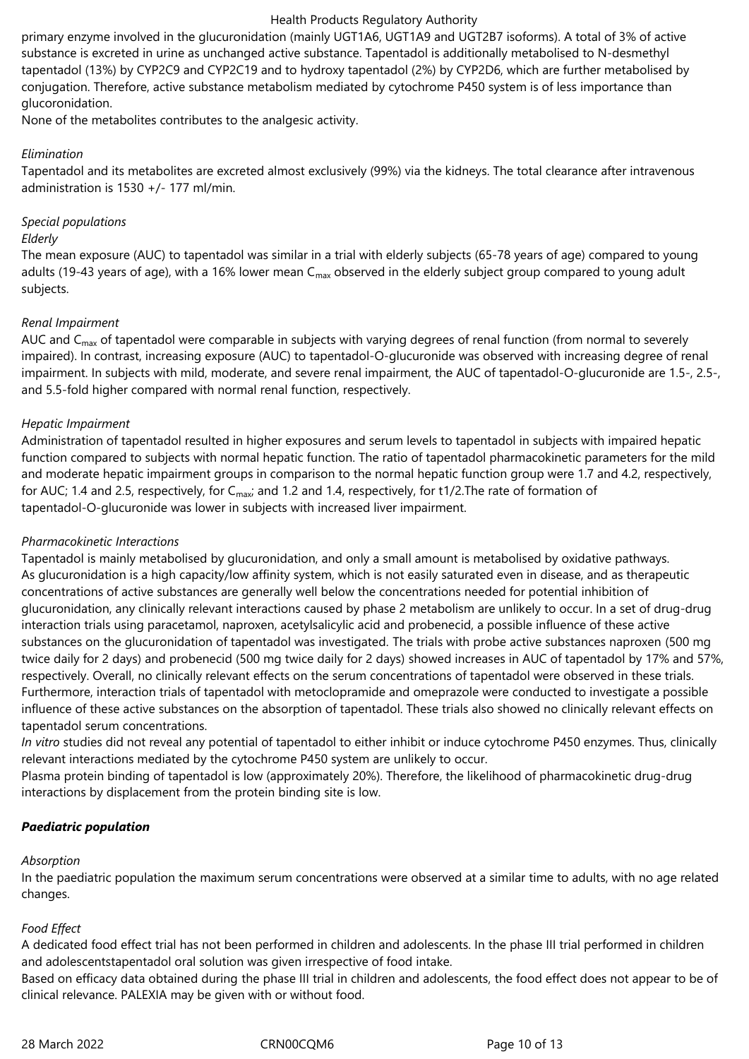primary enzyme involved in the glucuronidation (mainly UGT1A6, UGT1A9 and UGT2B7 isoforms). A total of 3% of active substance is excreted in urine as unchanged active substance. Tapentadol is additionally metabolised to N-desmethyl tapentadol (13%) by CYP2C9 and CYP2C19 and to hydroxy tapentadol (2%) by CYP2D6, which are further metabolised by conjugation. Therefore, active substance metabolism mediated by cytochrome P450 system is of less importance than glucoronidation.

None of the metabolites contributes to the analgesic activity.

*Elimination*

Tapentadol and its metabolites are excreted almost exclusively (99%) via the kidneys. The total clearance after intravenous administration is 1530 +/- 177 ml/min.

*Special populations*

*Elderly*

The mean exposure (AUC) to tapentadol was similar in a trial with elderly subjects (65-78 years of age) compared to young adults (19-43 years of age), with a 16% lower mean $C_{max}$ observed in the elderly subject group compared to young adult subjects.

*Renal Impairment*

AUC and $C_{max}$ of tapentadol were comparable in subjects with varying degrees of renal function (from normal to severely impaired). In contrast, increasing exposure (AUC) to tapentadol-O-glucuronide was observed with increasing degree of renal impairment. In subjects with mild, moderate, and severe renal impairment, the AUC of tapentadol-O-glucuronide are 1.5-, 2.5-, and 5.5-fold higher compared with normal renal function, respectively.

*Hepatic Impairment*

Administration of tapentadol resulted in higher exposures and serum levels to tapentadol in subjects with impaired hepatic function compared to subjects with normal hepatic function. The ratio of tapentadol pharmacokinetic parameters for the mild and moderate hepatic impairment groups in comparison to the normal hepatic function group were 1.7 and 4.2, respectively, for AUC; 1.4 and 2.5, respectively, for $C_{max}$; and 1.2 and 1.4, respectively, for t1/2.The rate of formation of tapentadol-O-glucuronide was lower in subjects with increased liver impairment.

*Pharmacokinetic Interactions*

Tapentadol is mainly metabolised by glucuronidation, and only a small amount is metabolised by oxidative pathways.
As glucuronidation is a high capacity/low affinity system, which is not easily saturated even in disease, and as therapeutic concentrations of active substances are generally well below the concentrations needed for potential inhibition of glucuronidation, any clinically relevant interactions caused by phase 2 metabolism are unlikely to occur. In a set of drug-drug interaction trials using paracetamol, naproxen, acetylsalicylic acid and probenecid, a possible influence of these active substances on the glucuronidation of tapentadol was investigated. The trials with probe active substances naproxen (500 mg twice daily for 2 days) and probenecid (500 mg twice daily for 2 days) showed increases in AUC of tapentadol by 17% and 57%, respectively. Overall, no clinically relevant effects on the serum concentrations of tapentadol were observed in these trials. Furthermore, interaction trials of tapentadol with metoclopramide and omeprazole were conducted to investigate a possible influence of these active substances on the absorption of tapentadol. These trials also showed no clinically relevant effects on tapentadol serum concentrations.

*In vitro* studies did not reveal any potential of tapentadol to either inhibit or induce cytochrome P450 enzymes. Thus, clinically relevant interactions mediated by the cytochrome P450 system are unlikely to occur.

Plasma protein binding of tapentadol is low (approximately 20%). Therefore, the likelihood of pharmacokinetic drug-drug interactions by displacement from the protein binding site is low.

***Paediatric population***

*Absorption*

In the paediatric population the maximum serum concentrations were observed at a similar time to adults, with no age related changes.

*Food Effect*

A dedicated food effect trial has not been performed in children and adolescents. In the phase III trial performed in children and adolescentstapentadol oral solution was given irrespective of food intake.

Based on efficacy data obtained during the phase III trial in children and adolescents, the food effect does not appear to be of clinical relevance. PALEXIA may be given with or without food.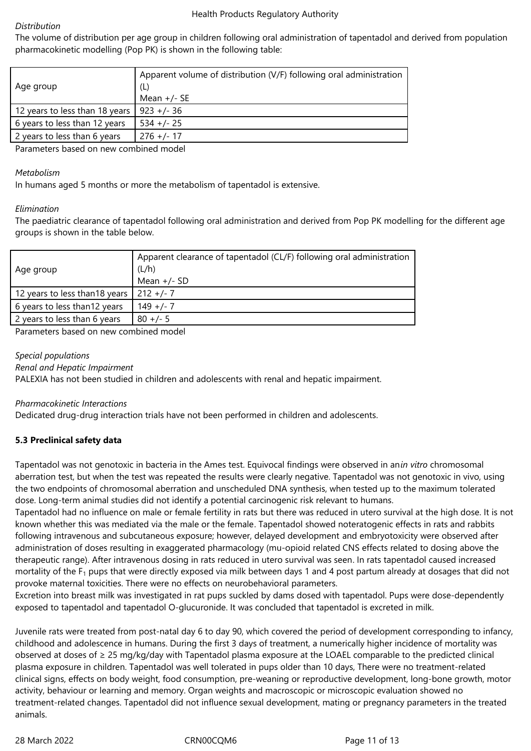*Distribution*

The volume of distribution per age group in children following oral administration of tapentadol and derived from population pharmacokinetic modelling (Pop PK) is shown in the following table:

| Age group | Apparent volume of distribution (V/F) following oral administration (L)<br>Mean +/- SE |
|---|---|
| 12 years to less than 18 years | 923 +/- 36 |
| 6 years to less than 12 years | 534 +/- 25 |
| 2 years to less than 6 years | 276 +/- 17 |

Parameters based on new combined model

*Metabolism*

In humans aged 5 months or more the metabolism of tapentadol is extensive.

*Elimination*

The paediatric clearance of tapentadol following oral administration and derived from Pop PK modelling for the different age groups is shown in the table below.

| Age group | Apparent clearance of tapentadol (CL/F) following oral administration (L/h)<br>Mean +/- SD |
|---|---|
| 12 years to less than18 years | 212 +/- 7 |
| 6 years to less than12 years | 149 +/- 7 |
| 2 years to less than 6 years | 80 +/- 5 |

Parameters based on new combined model

*Special populations*

*Renal and Hepatic Impairment*

PALEXIA has not been studied in children and adolescents with renal and hepatic impairment.

*Pharmacokinetic Interactions*

Dedicated drug-drug interaction trials have not been performed in children and adolescents.

**5.3 Preclinical safety data**

Tapentadol was not genotoxic in bacteria in the Ames test. Equivocal findings were observed in an*in vitro* chromosomal aberration test, but when the test was repeated the results were clearly negative. Tapentadol was not genotoxic in vivo, using the two endpoints of chromosomal aberration and unscheduled DNA synthesis, when tested up to the maximum tolerated dose. Long-term animal studies did not identify a potential carcinogenic risk relevant to humans.

Tapentadol had no influence on male or female fertility in rats but there was reduced in utero survival at the high dose. It is not known whether this was mediated via the male or the female. Tapentadol showed noteratogenic effects in rats and rabbits following intravenous and subcutaneous exposure; however, delayed development and embryotoxicity were observed after administration of doses resulting in exaggerated pharmacology (mu-opioid related CNS effects related to dosing above the therapeutic range). After intravenous dosing in rats reduced in utero survival was seen. In rats tapentadol caused increased mortality of the $F_1$ pups that were directly exposed via milk between days 1 and 4 post partum already at dosages that did not provoke maternal toxicities. There were no effects on neurobehavioral parameters.

Excretion into breast milk was investigated in rat pups suckled by dams dosed with tapentadol. Pups were dose-dependently exposed to tapentadol and tapentadol O-glucuronide. It was concluded that tapentadol is excreted in milk.

Juvenile rats were treated from post-natal day 6 to day 90, which covered the period of development corresponding to infancy, childhood and adolescence in humans. During the first 3 days of treatment, a numerically higher incidence of mortality was observed at doses of ≥ 25 mg/kg/day with Tapentadol plasma exposure at the LOAEL comparable to the predicted clinical plasma exposure in children. Tapentadol was well tolerated in pups older than 10 days, There were no treatment-related clinical signs, effects on body weight, food consumption, pre-weaning or reproductive development, long-bone growth, motor activity, behaviour or learning and memory. Organ weights and macroscopic or microscopic evaluation showed no treatment-related changes. Tapentadol did not influence sexual development, mating or pregnancy parameters in the treated animals.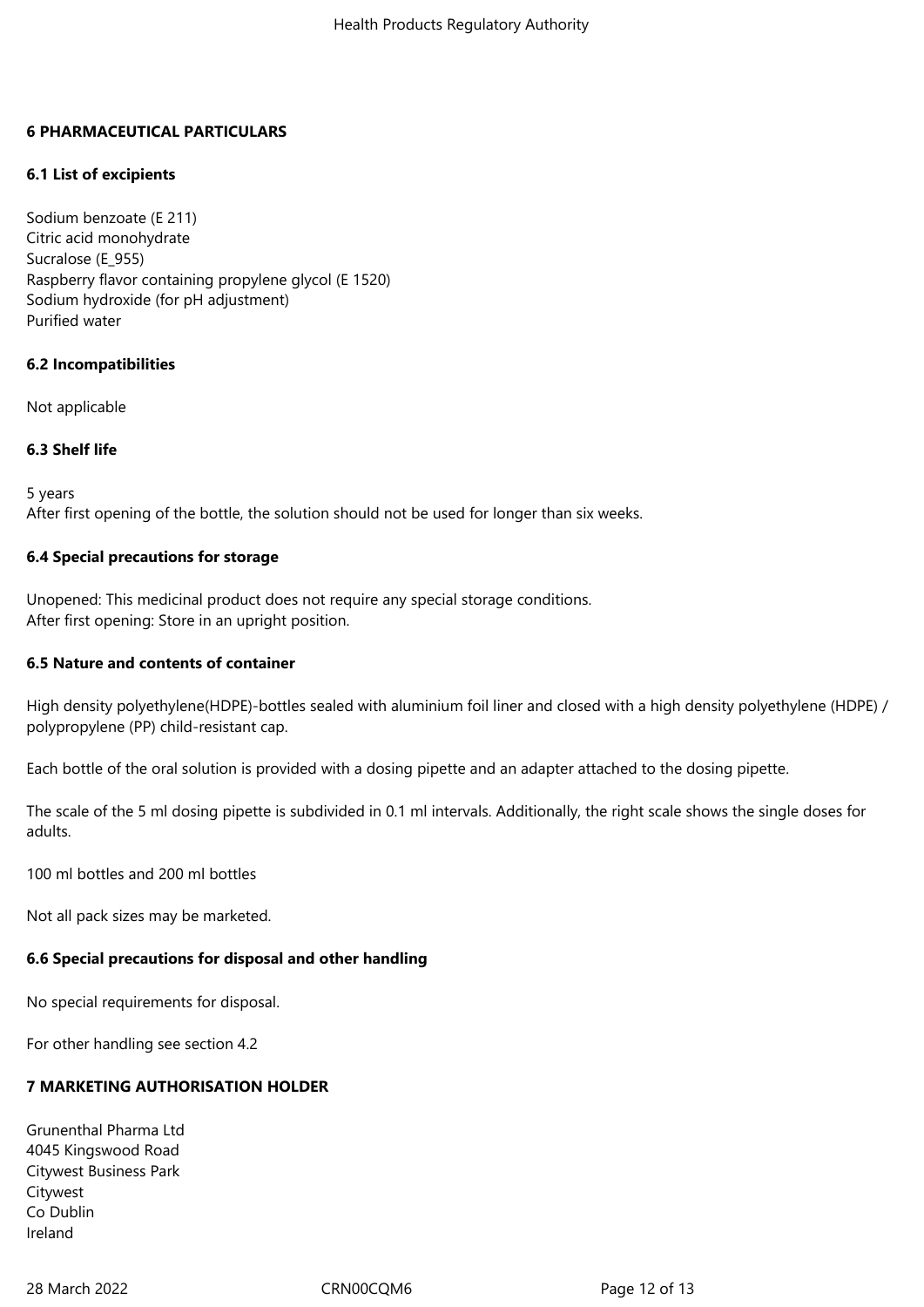## 6 PHARMACEUTICAL PARTICULARS

### 6.1 List of excipients

Sodium benzoate (E 211)
Citric acid monohydrate
Sucralose (E_955)
Raspberry flavor containing propylene glycol (E 1520)
Sodium hydroxide (for pH adjustment)
Purified water

### 6.2 Incompatibilities

Not applicable

### 6.3 Shelf life

5 years
After first opening of the bottle, the solution should not be used for longer than six weeks.

### 6.4 Special precautions for storage

Unopened: This medicinal product does not require any special storage conditions.
After first opening: Store in an upright position.

### 6.5 Nature and contents of container

High density polyethylene(HDPE)-bottles sealed with aluminium foil liner and closed with a high density polyethylene (HDPE) / polypropylene (PP) child-resistant cap.

Each bottle of the oral solution is provided with a dosing pipette and an adapter attached to the dosing pipette.

The scale of the 5 ml dosing pipette is subdivided in 0.1 ml intervals. Additionally, the right scale shows the single doses for adults.

100 ml bottles and 200 ml bottles

Not all pack sizes may be marketed.

### 6.6 Special precautions for disposal and other handling

No special requirements for disposal.

For other handling see section 4.2

## 7 MARKETING AUTHORISATION HOLDER

Grunenthal Pharma Ltd
4045 Kingswood Road
Citywest Business Park
Citywest
Co Dublin
Ireland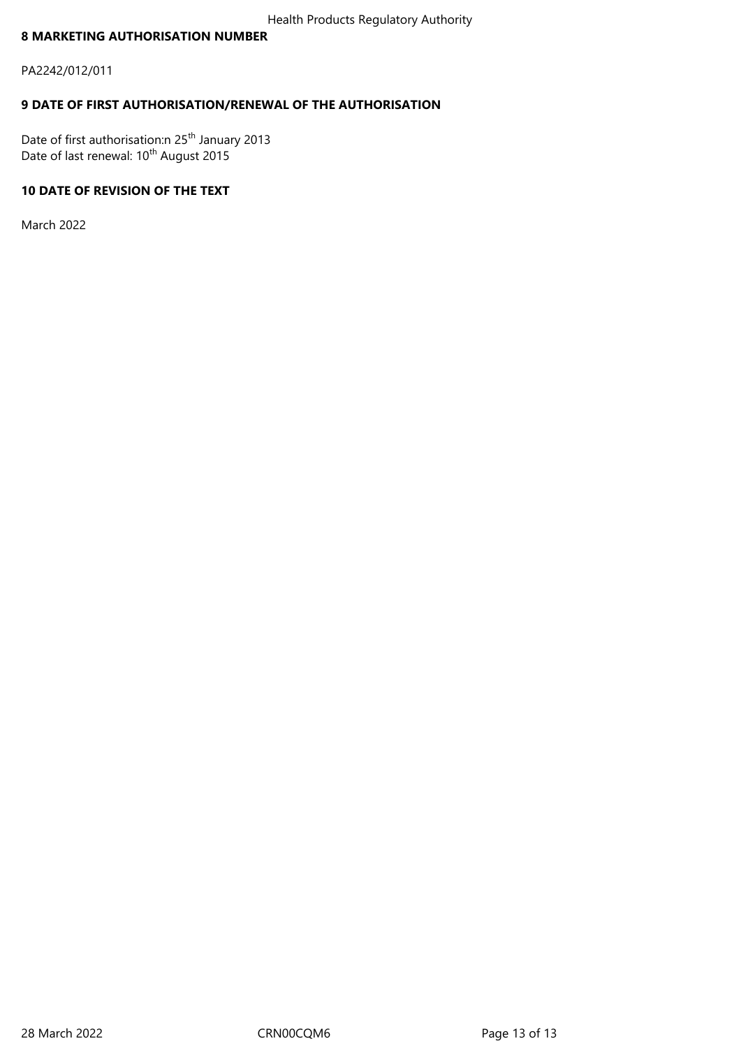## 8 MARKETING AUTHORISATION NUMBER

PA2242/012/011

## 9 DATE OF FIRST AUTHORISATION/RENEWAL OF THE AUTHORISATION

Date of first authorisation:n 25th January 2013
Date of last renewal: 10th August 2015

## 10 DATE OF REVISION OF THE TEXT

March 2022